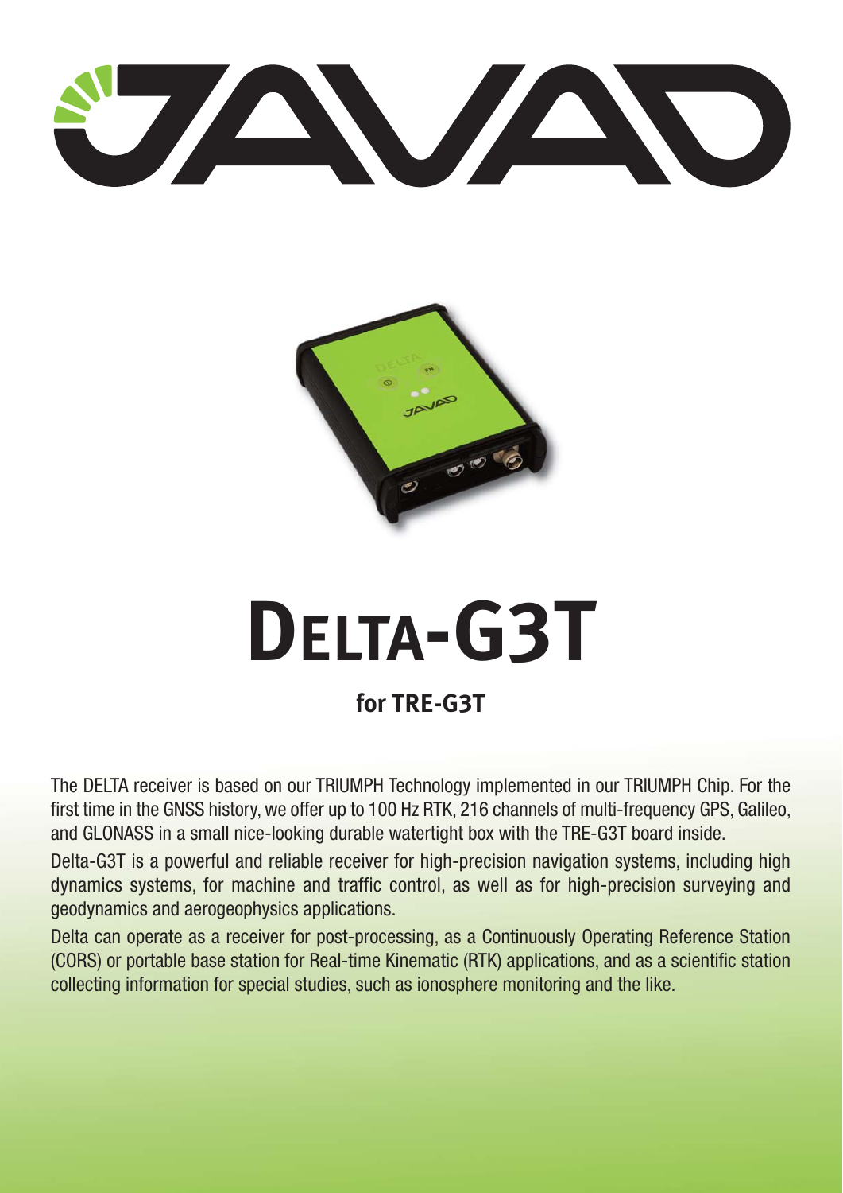# DELTA-G3T

**for TRE-G3T**

The DELTA receiver is based on our TRIUMPH Technology implemented in our TRIUMPH Chip. For the first time in the GNSS history, we offer up to 100 Hz RTK, 216 channels of multi-frequency GPS, Galileo, and GLONASS in a small nice-looking durable watertight box with the TRE-G3T board inside.

Delta-G3T is a powerful and reliable receiver for high-precision navigation systems, including high dynamics systems, for machine and traffic control, as well as for high-precision surveying and geodynamics and aerogeophysics applications.

Delta can operate as a receiver for post-processing, as a Continuously Operating Reference Station (CORS) or portable base station for Real-time Kinematic (RTK) applications, and as a scientific station collecting information for special studies, such as ionosphere monitoring and the like.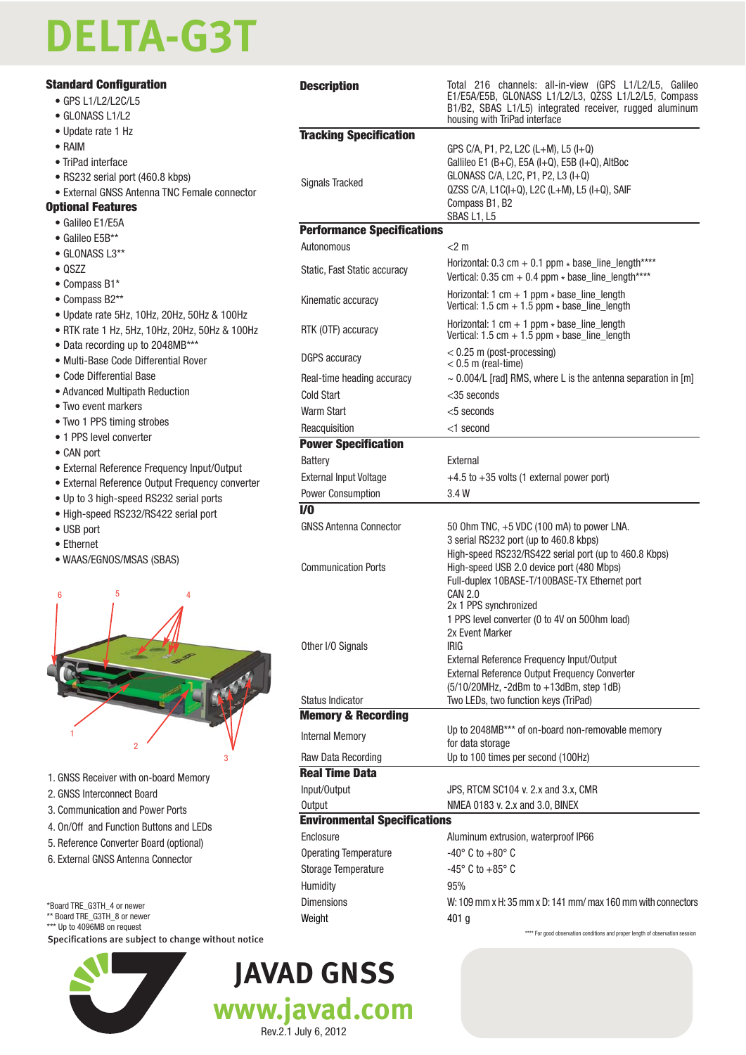# DELTA-G3T

## Standard Configuration

- GPS L1/L2/L2C/L5
- GLONASS L1/L2
- Update rate 1 Hz
- RAIM
- TriPad interface
- RS232 serial port (460.8 kbps)
- External GNSS Antenna TNC Female connector

## Optional Features

- Galileo E1/E5A
- Galileo E5B**
- GLONASS L3**
- QSZZ
- Compass B1*
- Compass B2**
- Update rate 5Hz, 10Hz, 20Hz, 50Hz & 100Hz
- RTK rate 1 Hz, 5Hz, 10Hz, 20Hz, 50Hz & 100Hz
- Data recording up to 2048MB***
- Multi-Base Code Differential Rover
- Code Differential Base
- Advanced Multipath Reduction
- Two event markers
- Two 1 PPS timing strobes
- 1 PPS level converter
- CAN port
- External Reference Frequency Input/Output
- External Reference Output Frequency converter
- Up to 3 high-speed RS232 serial ports
- High-speed RS232/RS422 serial port
- USB port
- Ethernet
- WAAS/EGNOS/MSAS (SBAS)

6
5
4
1
2
3

1. GNSS Receiver with on-board Memory
2. GNSS Interconnect Board
3. Communication and Power Ports
4. On/Off and Function Buttons and LEDs
5. Reference Converter Board (optional)
6. External GNSS Antenna Connector

*Board TRE_G3TH_4 or newer
** Board TRE_G3TH_8 or newer
*** Up to 4096MB on request

Specifications are subject to change without notice

| | |
|---|---|
| **Description** | Total 216 channels: all-in-view (GPS L1/L2/L5, Galileo E1/E5A/E5B, GLONASS L1/L2/L3, QZSS L1/L2/L5, Compass B1/B2, SBAS L1/L5) integrated receiver, rugged aluminum housing with TriPad interface |
| **Tracking Specification** | |
| Signals Tracked | GPS C/A, P1, P2, L2C (L+M), L5 (I+Q)<br>Gallileo E1 (B+C), E5A (I+Q), E5B (I+Q), AltBoc<br>GLONASS C/A, L2C, P1, P2, L3 (I+Q)<br>QZSS C/A, L1C(I+Q), L2C (L+M), L5 (I+Q), SAIF<br>Compass B1, B2<br>SBAS L1, L5 |
| **Performance Specifications** | |
| Autonomous | <2 m |
| Static, Fast Static accuracy | Horizontal: 0.3 cm + 0.1 ppm * base_line_length****<br>Vertical: 0.35 cm + 0.4 ppm * base_line_length**** |
| Kinematic accuracy | Horizontal: 1 cm + 1 ppm * base_line_length<br>Vertical: 1.5 cm + 1.5 ppm * base_line_length |
| RTK (OTF) accuracy | Horizontal: 1 cm + 1 ppm * base_line_length<br>Vertical: 1.5 cm + 1.5 ppm * base_line_length |
| DGPS accuracy | < 0.25 m (post-processing)<br>< 0.5 m (real-time) |
| Real-time heading accuracy | ~ 0.004/L [rad] RMS, where L is the antenna separation in [m] |
| Cold Start | <35 seconds |
| Warm Start | <5 seconds |
| Reacquisition | <1 second |
| **Power Specification** | |
| Battery | External |
| External Input Voltage | +4.5 to +35 volts (1 external power port) |
| Power Consumption | 3.4 W |
| **I/O** | |
| GNSS Antenna Connector | 50 Ohm TNC, +5 VDC (100 mA) to power LNA. |
| Communication Ports | 3 serial RS232 port (up to 460.8 kbps)<br>High-speed RS232/RS422 serial port (up to 460.8 Kbps)<br>High-speed USB 2.0 device port (480 Mbps)<br>Full-duplex 10BASE-T/100BASE-TX Ethernet port<br>CAN 2.0 |
| Other I/O Signals | 2x 1 PPS synchronized<br>1 PPS level converter (0 to 4V on 50Ohm load)<br>2x Event Marker<br>IRIG<br>External Reference Frequency Input/Output<br>External Reference Output Frequency Converter<br>(5/10/20MHz, -2dBm to +13dBm, step 1dB) |
| Status Indicator | Two LEDs, two function keys (TriPad) |
| **Memory & Recording** | |
| Internal Memory | Up to 2048MB*** of on-board non-removable memory for data storage |
| Raw Data Recording | Up to 100 times per second (100Hz) |
| **Real Time Data** | |
| Input/Output | JPS, RTCM SC104 v. 2.x and 3.x, CMR |
| Output | NMEA 0183 v. 2.x and 3.0, BINEX |
| **Environmental Specifications** | |
| Enclosure | Aluminum extrusion, waterproof IP66 |
| Operating Temperature | -40° C to +80° C |
| Storage Temperature | -45° C to +85° C |
| Humidity | 95% |
| Dimensions | W: 109 mm x H: 35 mm x D: 141 mm/ max 160 mm with connectors |
| Weight | 401 g |

**** For good observation conditions and proper length of observation session

JAVAD GNSS
www.javad.com
Rev.2.1 July 6, 2012